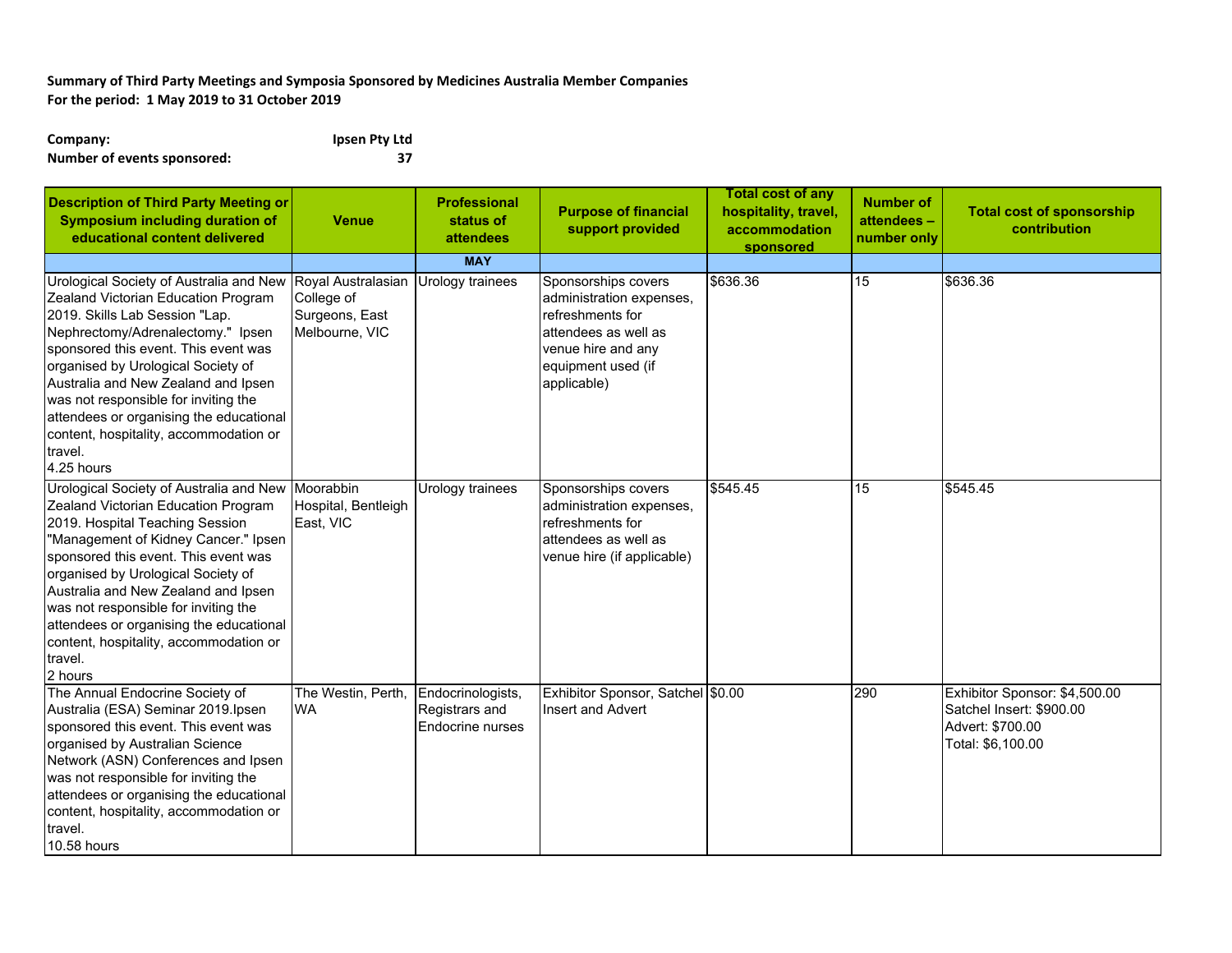**Summary of Third Party Meetings and Symposia Sponsored by Medicines Australia Member Companies**
**For the period: 1 May 2019 to 31 October 2019**

**Company:** Ipsen Pty Ltd
**Number of events sponsored:** 37

| Description of Third Party Meeting or Symposium including duration of educational content delivered | Venue | Professional status of attendees | Purpose of financial support provided | Total cost of any hospitality, travel, accommodation sponsored | Number of attendees – number only | Total cost of sponsorship contribution |
|---|---|---|---|---|---|---|
| | | **MAY** | | | | |
| Urological Society of Australia and New Zealand Victorian Education Program 2019. Skills Lab Session "Lap. Nephrectomy/Adrenalectomy." Ipsen sponsored this event. This event was organised by Urological Society of Australia and New Zealand and Ipsen was not responsible for inviting the attendees or organising the educational content, hospitality, accommodation or travel.<br>4.25 hours | Royal Australasian College of Surgeons, East Melbourne, VIC | Urology trainees | Sponsorships covers administration expenses, refreshments for attendees as well as venue hire and any equipment used (if applicable) | $636.36 | 15 | $636.36 |
| Urological Society of Australia and New Zealand Victorian Education Program 2019. Hospital Teaching Session "Management of Kidney Cancer." Ipsen sponsored this event. This event was organised by Urological Society of Australia and New Zealand and Ipsen was not responsible for inviting the attendees or organising the educational content, hospitality, accommodation or travel.<br>2 hours | Moorabbin Hospital, Bentleigh East, VIC | Urology trainees | Sponsorships covers administration expenses, refreshments for attendees as well as venue hire (if applicable) | $545.45 | 15 | $545.45 |
| The Annual Endocrine Society of Australia (ESA) Seminar 2019.Ipsen sponsored this event. This event was organised by Australian Science Network (ASN) Conferences and Ipsen was not responsible for inviting the attendees or organising the educational content, hospitality, accommodation or travel.<br>10.58 hours | The Westin, Perth, WA | Endocrinologists, Registrars and Endocrine nurses | Exhibitor Sponsor, Satchel Insert and Advert | $0.00 | 290 | Exhibitor Sponsor: $4,500.00<br>Satchel Insert: $900.00<br>Advert: $700.00<br>Total: $6,100.00 |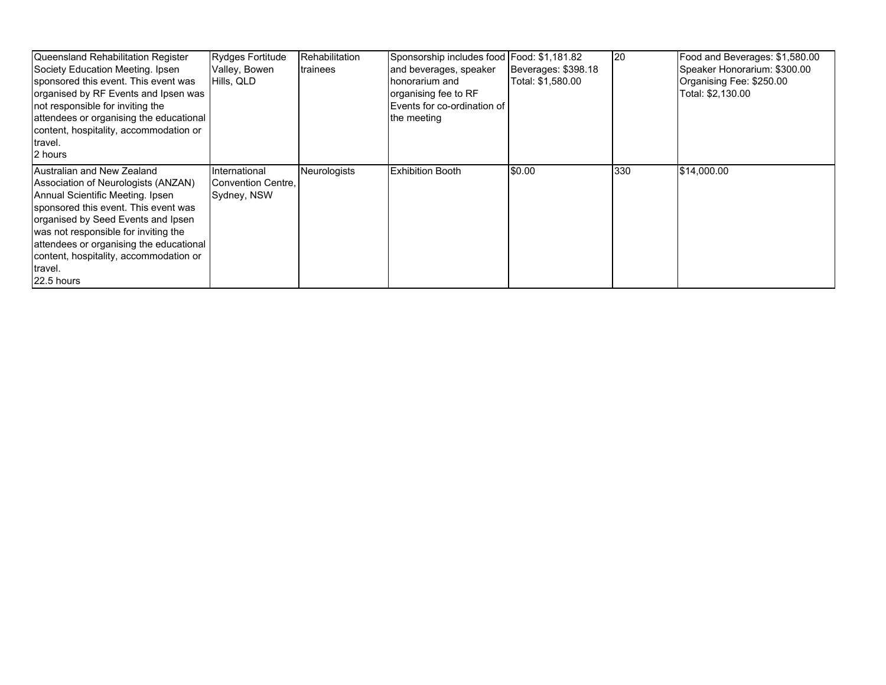| | | | | | | |
|---|---|---|---|---|---|---|
| Queensland Rehabilitation Register Society Education Meeting. Ipsen sponsored this event. This event was organised by RF Events and Ipsen was not responsible for inviting the attendees or organising the educational content, hospitality, accommodation or travel.<br>2 hours | Rydges Fortitude Valley, Bowen Hills, QLD | Rehabilitation trainees | Sponsorship includes food and beverages, speaker honorarium and organising fee to RF Events for co-ordination of the meeting | Food: $1,181.82<br>Beverages: $398.18<br>Total: $1,580.00 | 20 | Food and Beverages: $1,580.00<br>Speaker Honorarium: $300.00<br>Organising Fee: $250.00<br>Total: $2,130.00 |
| Australian and New Zealand Association of Neurologists (ANZAN) Annual Scientific Meeting. Ipsen sponsored this event. This event was organised by Seed Events and Ipsen was not responsible for inviting the attendees or organising the educational content, hospitality, accommodation or travel.<br>22.5 hours | International Convention Centre, Sydney, NSW | Neurologists | Exhibition Booth | $0.00 | 330 | $14,000.00 |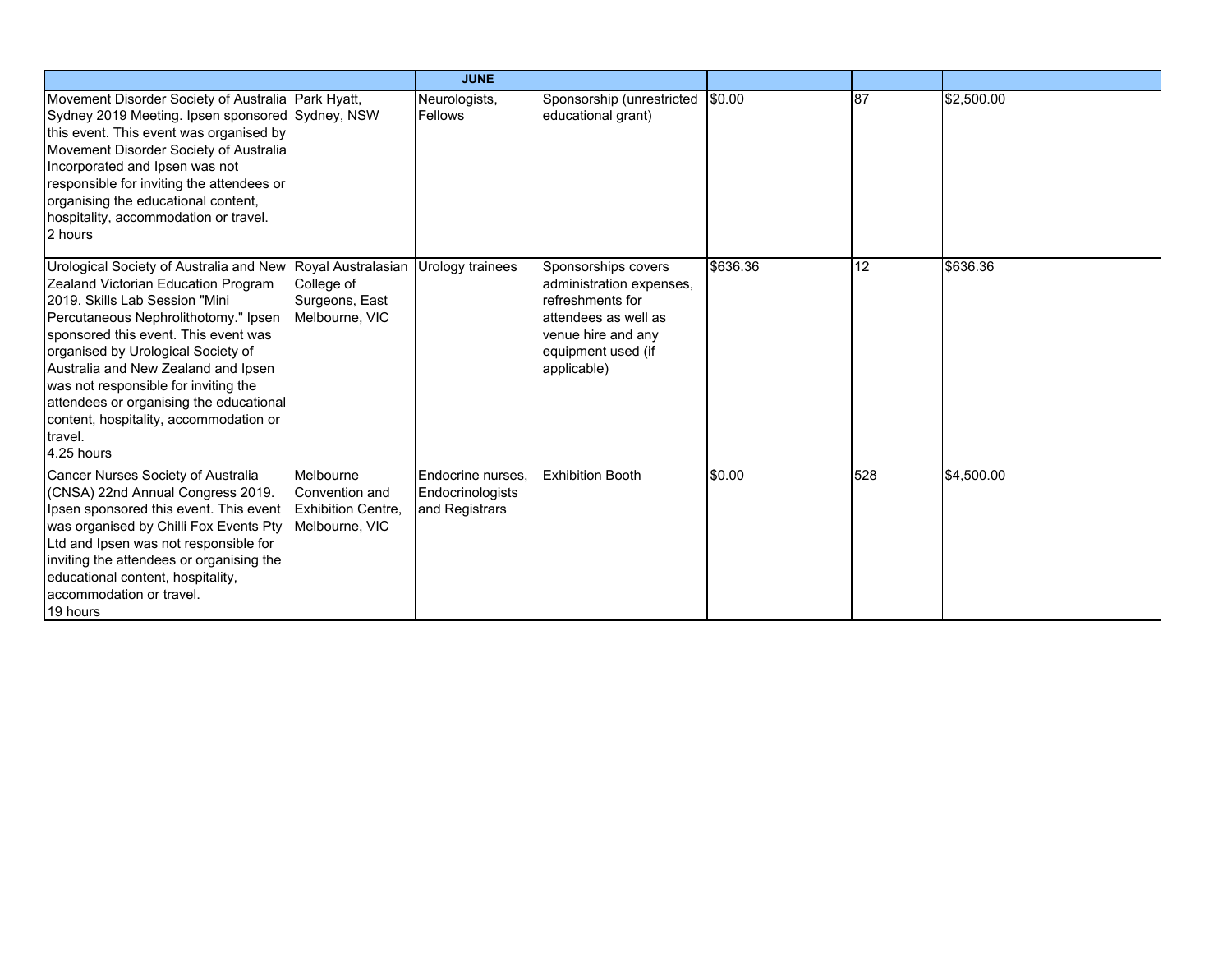| | | JUNE | | | | |
|---|---|---|---|---|---|---|
| Movement Disorder Society of Australia Sydney 2019 Meeting. Ipsen sponsored this event. This event was organised by Movement Disorder Society of Australia Incorporated and Ipsen was not responsible for inviting the attendees or organising the educational content, hospitality, accommodation or travel.<br>2 hours | Park Hyatt, Sydney, NSW | Neurologists, Fellows | Sponsorship (unrestricted educational grant) | $0.00 | 87 | $2,500.00 |
| Urological Society of Australia and New Zealand Victorian Education Program 2019. Skills Lab Session "Mini Percutaneous Nephrolithotomy." Ipsen sponsored this event. This event was organised by Urological Society of Australia and New Zealand and Ipsen was not responsible for inviting the attendees or organising the educational content, hospitality, accommodation or travel.<br>4.25 hours | Royal Australasian College of Surgeons, East Melbourne, VIC | Urology trainees | Sponsorships covers administration expenses, refreshments for attendees as well as venue hire and any equipment used (if applicable) | $636.36 | 12 | $636.36 |
| Cancer Nurses Society of Australia (CNSA) 22nd Annual Congress 2019. Ipsen sponsored this event. This event was organised by Chilli Fox Events Pty Ltd and Ipsen was not responsible for inviting the attendees or organising the educational content, hospitality, accommodation or travel.<br>19 hours | Melbourne Convention and Exhibition Centre, Melbourne, VIC | Endocrine nurses, Endocrinologists and Registrars | Exhibition Booth | $0.00 | 528 | $4,500.00 |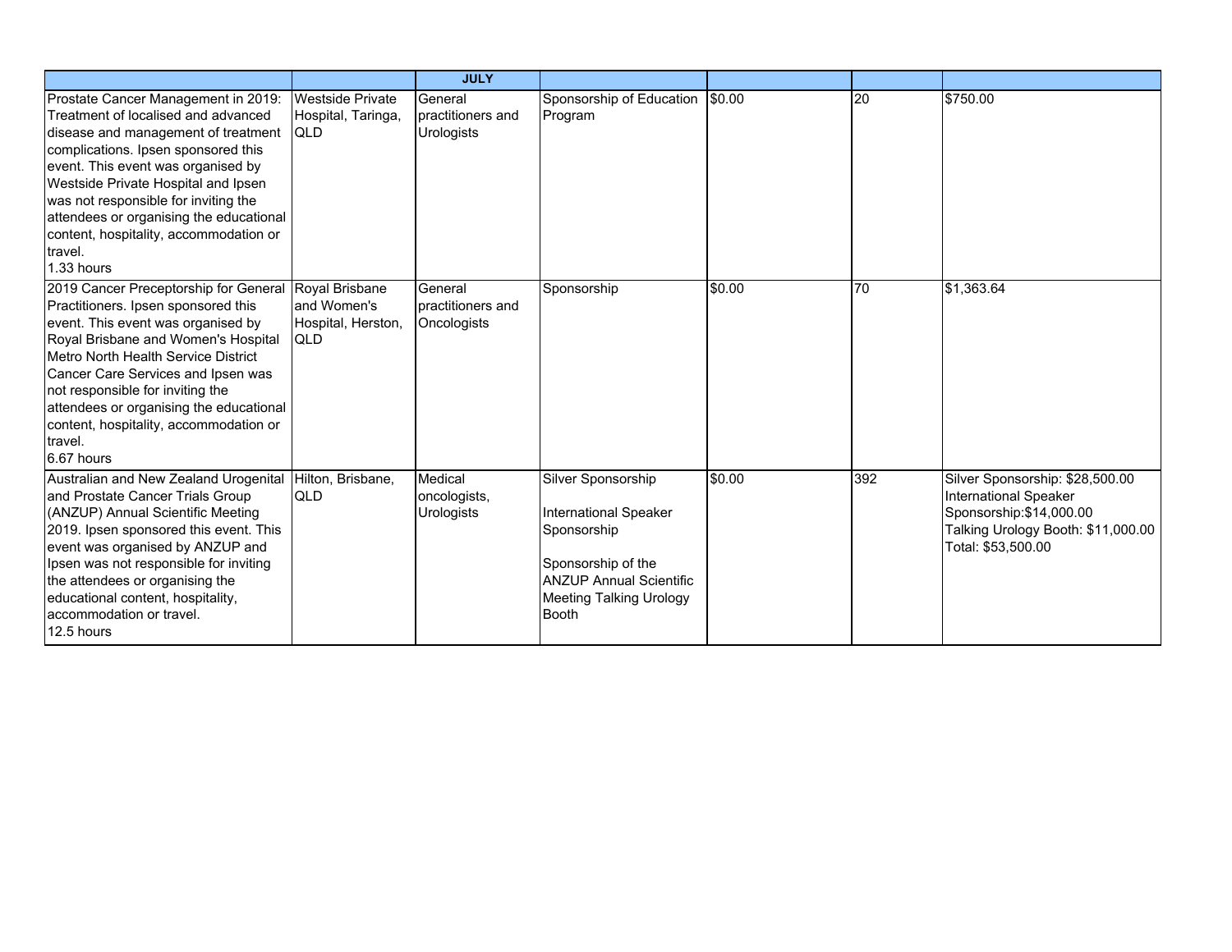| | | JULY | | | | |
|---|---|---|---|---|---|---|
| Prostate Cancer Management in 2019: Treatment of localised and advanced disease and management of treatment complications. Ipsen sponsored this event. This event was organised by Westside Private Hospital and Ipsen was not responsible for inviting the attendees or organising the educational content, hospitality, accommodation or travel.<br>1.33 hours | Westside Private Hospital, Taringa, QLD | General practitioners and Urologists | Sponsorship of Education Program | $0.00 | 20 | $750.00 |
| 2019 Cancer Preceptorship for General Practitioners. Ipsen sponsored this event. This event was organised by Royal Brisbane and Women's Hospital Metro North Health Service District Cancer Care Services and Ipsen was not responsible for inviting the attendees or organising the educational content, hospitality, accommodation or travel.<br>6.67 hours | Royal Brisbane and Women's Hospital, Herston, QLD | General practitioners and Oncologists | Sponsorship | $0.00 | 70 | $1,363.64 |
| Australian and New Zealand Urogenital and Prostate Cancer Trials Group (ANZUP) Annual Scientific Meeting 2019. Ipsen sponsored this event. This event was organised by ANZUP and Ipsen was not responsible for inviting the attendees or organising the educational content, hospitality, accommodation or travel.<br>12.5 hours | Hilton, Brisbane, QLD | Medical oncologists, Urologists | Silver Sponsorship<br><br>International Speaker Sponsorship<br><br>Sponsorship of the ANZUP Annual Scientific Meeting Talking Urology Booth | $0.00 | 392 | Silver Sponsorship: $28,500.00<br>International Speaker Sponsorship:$14,000.00<br>Talking Urology Booth: $11,000.00<br>Total: $53,500.00 |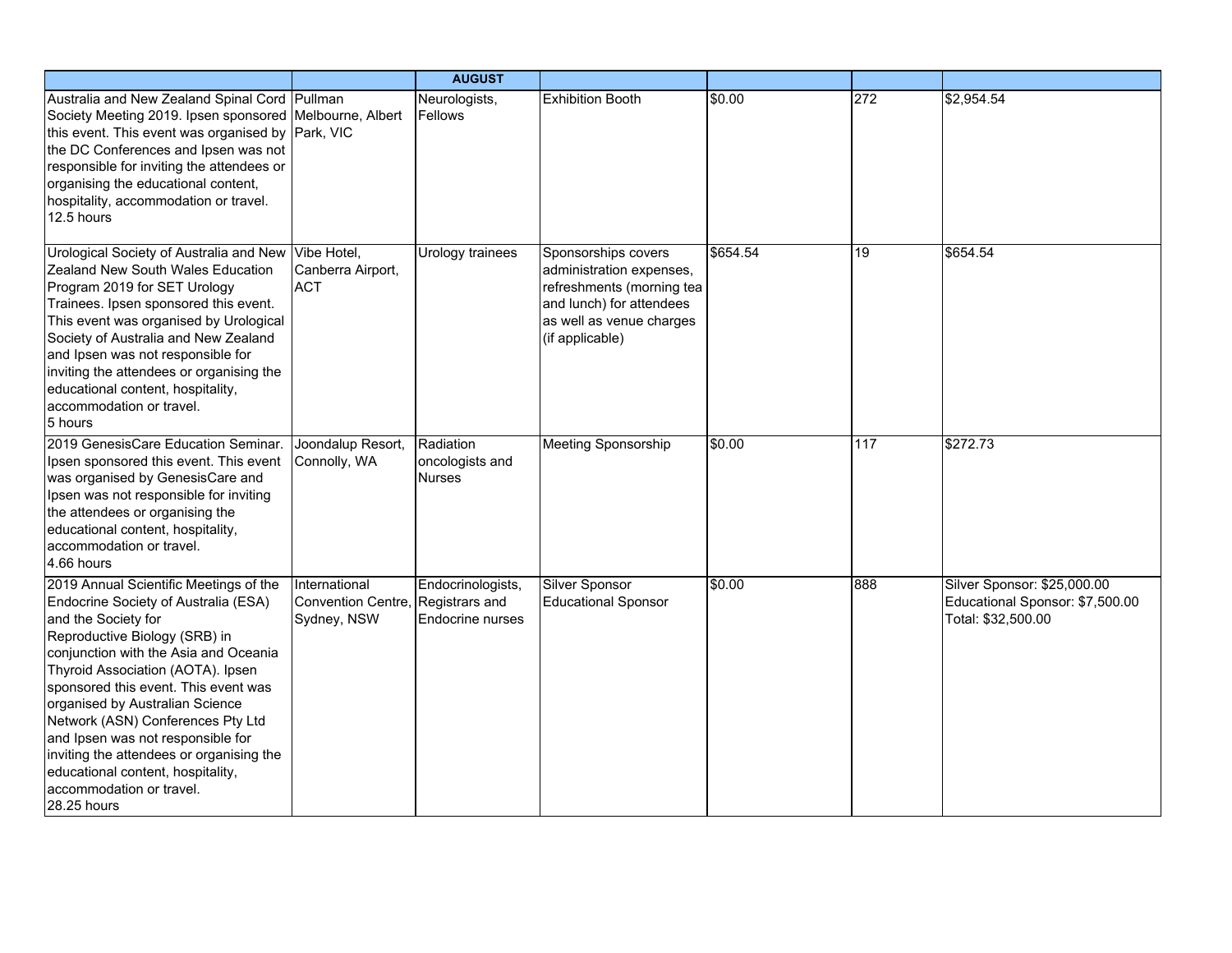| | | AUGUST | | | | |
|---|---|---|---|---|---|---|
| Australia and New Zealand Spinal Cord Society Meeting 2019. Ipsen sponsored this event. This event was organised by the DC Conferences and Ipsen was not responsible for inviting the attendees or organising the educational content, hospitality, accommodation or travel.<br>12.5 hours | Pullman Melbourne, Albert Park, VIC | Neurologists, Fellows | Exhibition Booth | $0.00 | 272 | $2,954.54 |
| Urological Society of Australia and New Zealand New South Wales Education Program 2019 for SET Urology Trainees. Ipsen sponsored this event. This event was organised by Urological Society of Australia and New Zealand and Ipsen was not responsible for inviting the attendees or organising the educational content, hospitality, accommodation or travel.<br>5 hours | Vibe Hotel, Canberra Airport, ACT | Urology trainees | Sponsorships covers administration expenses, refreshments (morning tea and lunch) for attendees as well as venue charges (if applicable) | $654.54 | 19 | $654.54 |
| 2019 GenesisCare Education Seminar. Ipsen sponsored this event. This event was organised by GenesisCare and Ipsen was not responsible for inviting the attendees or organising the educational content, hospitality, accommodation or travel.<br>4.66 hours | Joondalup Resort, Connolly, WA | Radiation oncologists and Nurses | Meeting Sponsorship | $0.00 | 117 | $272.73 |
| 2019 Annual Scientific Meetings of the Endocrine Society of Australia (ESA) and the Society for Reproductive Biology (SRB) in conjunction with the Asia and Oceania Thyroid Association (AOTA). Ipsen sponsored this event. This event was organised by Australian Science Network (ASN) Conferences Pty Ltd and Ipsen was not responsible for inviting the attendees or organising the educational content, hospitality, accommodation or travel.<br>28.25 hours | International Convention Centre, Sydney, NSW | Endocrinologists, Registrars and Endocrine nurses | Silver Sponsor<br>Educational Sponsor | $0.00 | 888 | Silver Sponsor: $25,000.00<br>Educational Sponsor: $7,500.00<br>Total: $32,500.00 |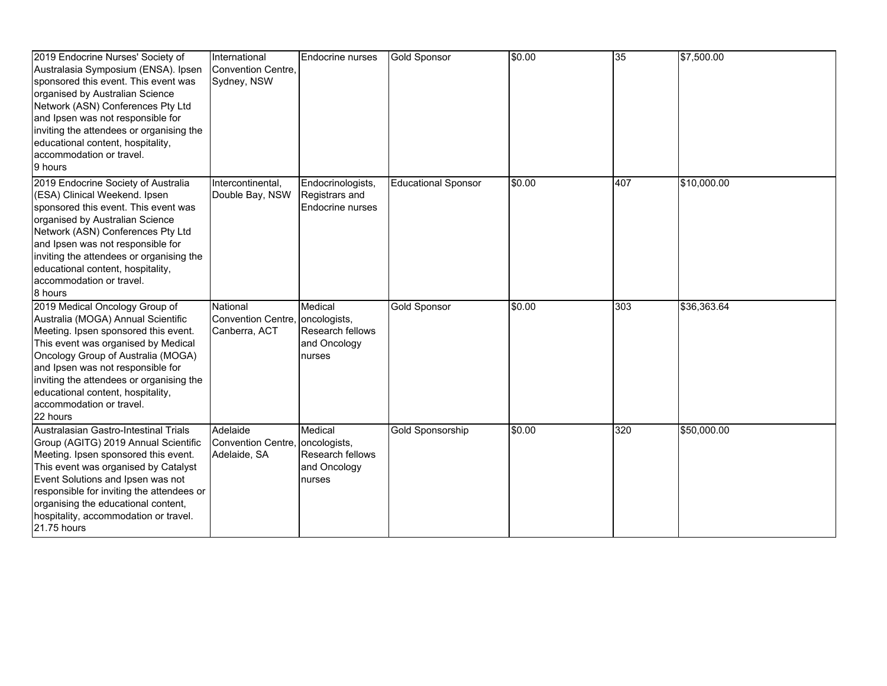| | | | | | | |
|---|---|---|---|---|---|---|
| 2019 Endocrine Nurses' Society of Australasia Symposium (ENSA). Ipsen sponsored this event. This event was organised by Australian Science Network (ASN) Conferences Pty Ltd and Ipsen was not responsible for inviting the attendees or organising the educational content, hospitality, accommodation or travel.<br>9 hours | International Convention Centre, Sydney, NSW | Endocrine nurses | Gold Sponsor | $0.00 | 35 | $7,500.00 |
| 2019 Endocrine Society of Australia (ESA) Clinical Weekend. Ipsen sponsored this event. This event was organised by Australian Science Network (ASN) Conferences Pty Ltd and Ipsen was not responsible for inviting the attendees or organising the educational content, hospitality, accommodation or travel.<br>8 hours | Intercontinental, Double Bay, NSW | Endocrinologists, Registrars and Endocrine nurses | Educational Sponsor | $0.00 | 407 | $10,000.00 |
| 2019 Medical Oncology Group of Australia (MOGA) Annual Scientific Meeting. Ipsen sponsored this event. This event was organised by Medical Oncology Group of Australia (MOGA) and Ipsen was not responsible for inviting the attendees or organising the educational content, hospitality, accommodation or travel.<br>22 hours | National Convention Centre, Canberra, ACT | Medical oncologists, Research fellows and Oncology nurses | Gold Sponsor | $0.00 | 303 | $36,363.64 |
| Australasian Gastro-Intestinal Trials Group (AGITG) 2019 Annual Scientific Meeting. Ipsen sponsored this event. This event was organised by Catalyst Event Solutions and Ipsen was not responsible for inviting the attendees or organising the educational content, hospitality, accommodation or travel.<br>21.75 hours | Adelaide Convention Centre, Adelaide, SA | Medical oncologists, Research fellows and Oncology nurses | Gold Sponsorship | $0.00 | 320 | $50,000.00 |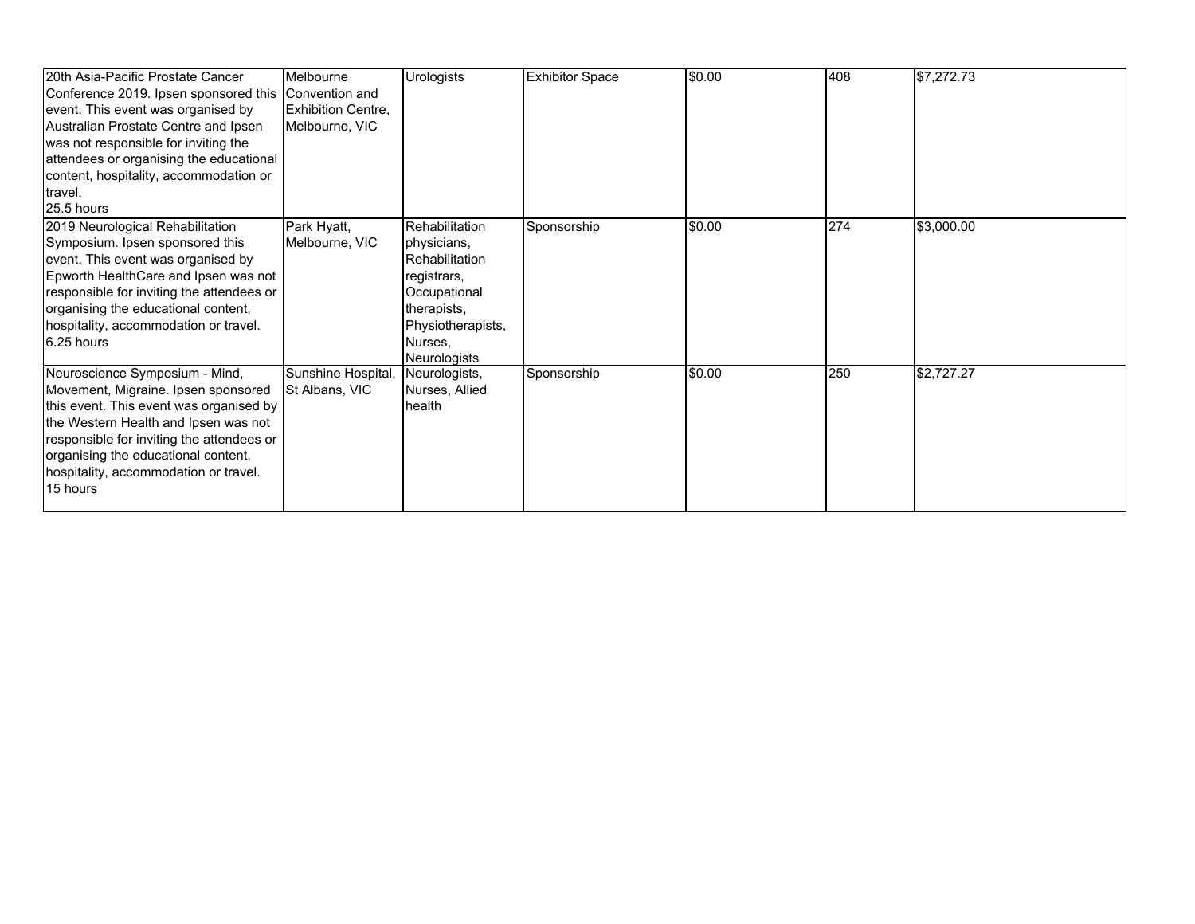| | | | | | | |
|---|---|---|---|---|---|---|
| 20th Asia-Pacific Prostate Cancer Conference 2019. Ipsen sponsored this event. This event was organised by Australian Prostate Centre and Ipsen was not responsible for inviting the attendees or organising the educational content, hospitality, accommodation or travel.<br>25.5 hours | Melbourne Convention and Exhibition Centre, Melbourne, VIC | Urologists | Exhibitor Space | $0.00 | 408 | $7,272.73 |
| 2019 Neurological Rehabilitation Symposium. Ipsen sponsored this event. This event was organised by Epworth HealthCare and Ipsen was not responsible for inviting the attendees or organising the educational content, hospitality, accommodation or travel.<br>6.25 hours | Park Hyatt, Melbourne, VIC | Rehabilitation physicians, Rehabilitation registrars, Occupational therapists, Physiotherapists, Nurses, Neurologists | Sponsorship | $0.00 | 274 | $3,000.00 |
| Neuroscience Symposium - Mind, Movement, Migraine. Ipsen sponsored this event. This event was organised by the Western Health and Ipsen was not responsible for inviting the attendees or organising the educational content, hospitality, accommodation or travel.<br>15 hours | Sunshine Hospital, St Albans, VIC | Neurologists, Nurses, Allied health | Sponsorship | $0.00 | 250 | $2,727.27 |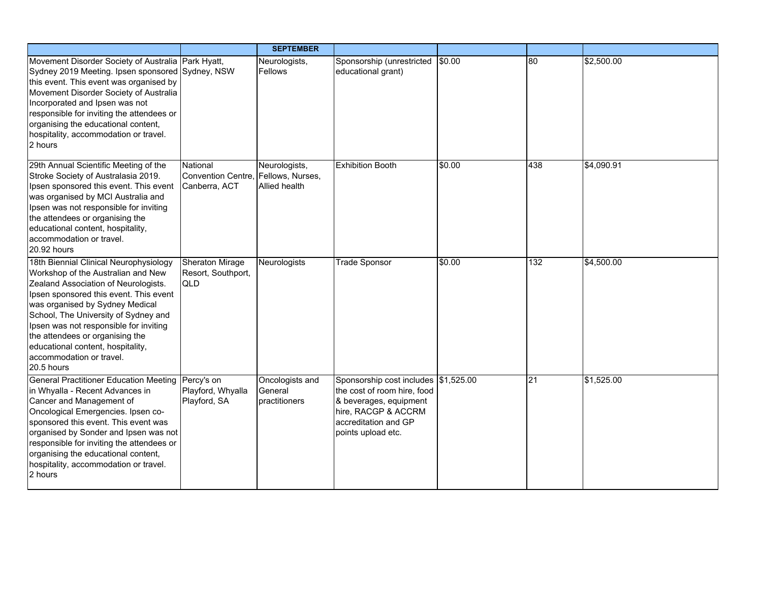| | | SEPTEMBER | | | | |
|---|---|---|---|---|---|---|
| Movement Disorder Society of Australia Sydney 2019 Meeting. Ipsen sponsored this event. This event was organised by Movement Disorder Society of Australia Incorporated and Ipsen was not responsible for inviting the attendees or organising the educational content, hospitality, accommodation or travel. 2 hours | Park Hyatt, Sydney, NSW | Neurologists, Fellows | Sponsorship (unrestricted educational grant) | $0.00 | 80 | $2,500.00 |
| 29th Annual Scientific Meeting of the Stroke Society of Australasia 2019. Ipsen sponsored this event. This event was organised by MCI Australia and Ipsen was not responsible for inviting the attendees or organising the educational content, hospitality, accommodation or travel. 20.92 hours | National Convention Centre, Canberra, ACT | Neurologists, Fellows, Nurses, Allied health | Exhibition Booth | $0.00 | 438 | $4,090.91 |
| 18th Biennial Clinical Neurophysiology Workshop of the Australian and New Zealand Association of Neurologists. Ipsen sponsored this event. This event was organised by Sydney Medical School, The University of Sydney and Ipsen was not responsible for inviting the attendees or organising the educational content, hospitality, accommodation or travel. 20.5 hours | Sheraton Mirage Resort, Southport, QLD | Neurologists | Trade Sponsor | $0.00 | 132 | $4,500.00 |
| General Practitioner Education Meeting in Whyalla - Recent Advances in Cancer and Management of Oncological Emergencies. Ipsen co-sponsored this event. This event was organised by Sonder and Ipsen was not responsible for inviting the attendees or organising the educational content, hospitality, accommodation or travel. 2 hours | Percy's on Playford, Whyalla Playford, SA | Oncologists and General practitioners | Sponsorship cost includes the cost of room hire, food & beverages, equipment hire, RACGP & ACCRM accreditation and GP points upload etc. | $1,525.00 | 21 | $1,525.00 |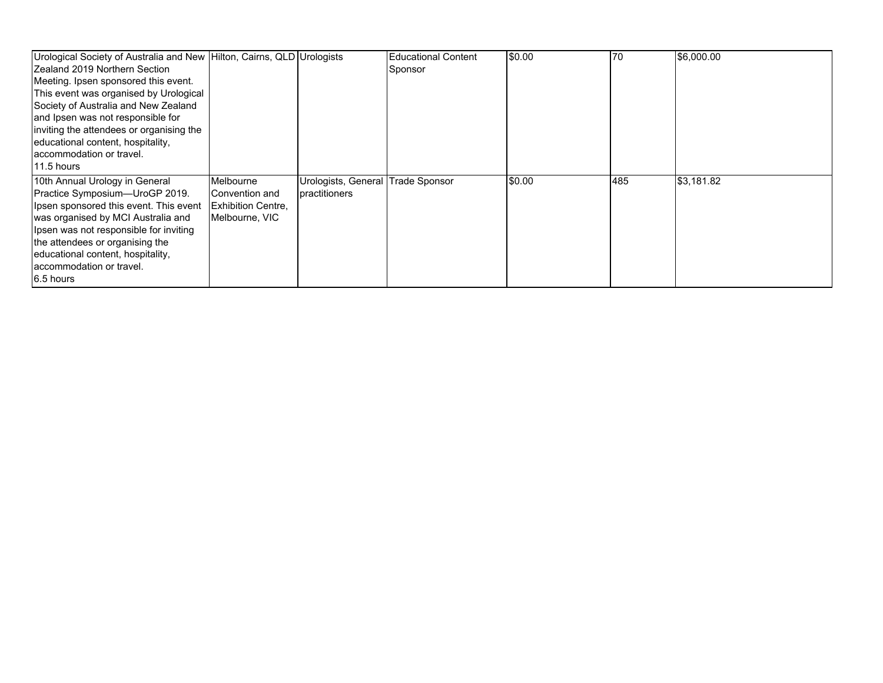| | | | | | | |
|---|---|---|---|---|---|---|
| Urological Society of Australia and New Zealand 2019 Northern Section Meeting. Ipsen sponsored this event. This event was organised by Urological Society of Australia and New Zealand and Ipsen was not responsible for inviting the attendees or organising the educational content, hospitality, accommodation or travel.<br>11.5 hours | Hilton, Cairns, QLD | Urologists | Educational Content Sponsor | $0.00 | 70 | $6,000.00 |
| 10th Annual Urology in General Practice Symposium—UroGP 2019. Ipsen sponsored this event. This event was organised by MCI Australia and Ipsen was not responsible for inviting the attendees or organising the educational content, hospitality, accommodation or travel.<br>6.5 hours | Melbourne Convention and Exhibition Centre, Melbourne, VIC | Urologists, General practitioners | Trade Sponsor | $0.00 | 485 | $3,181.82 |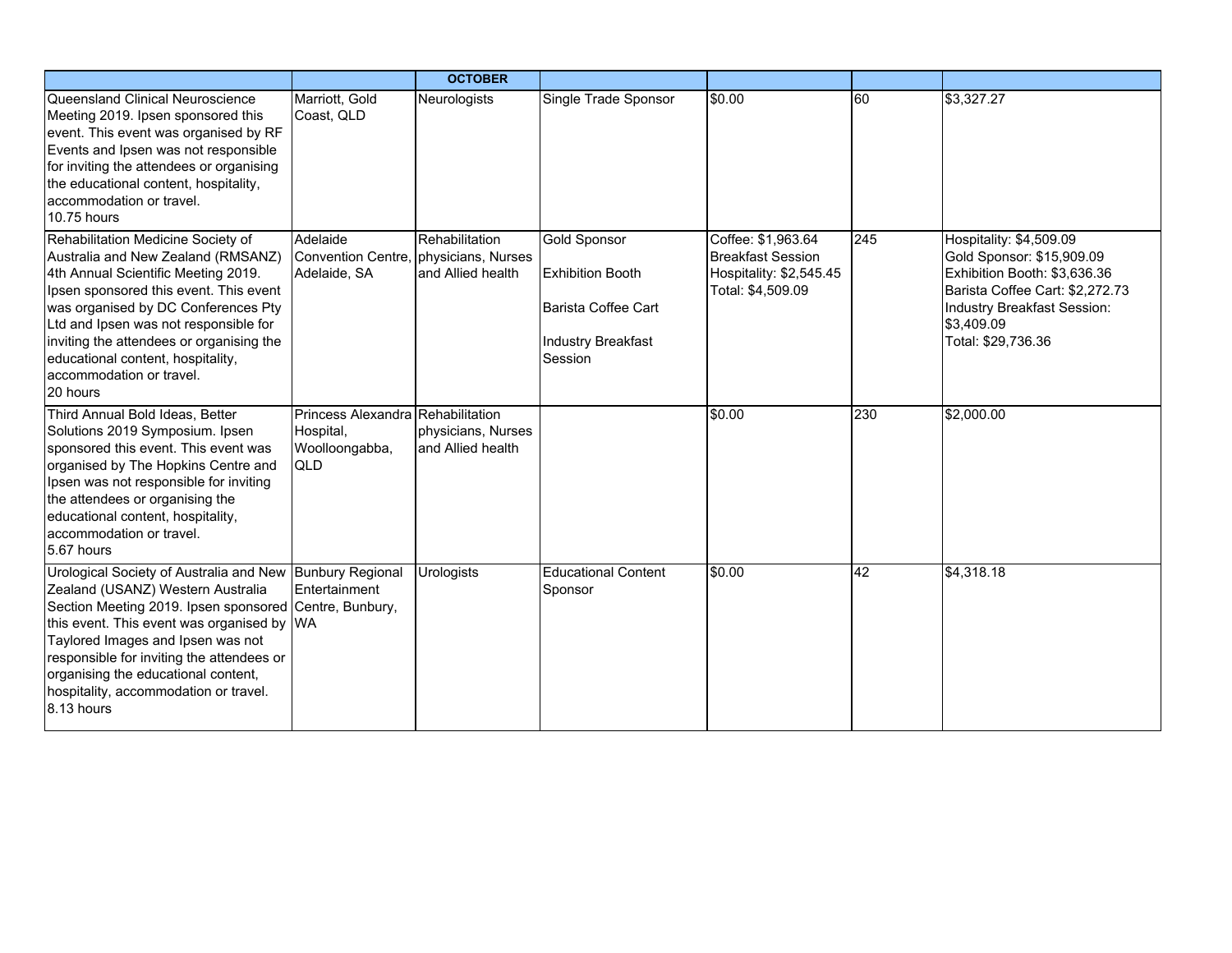| | | OCTOBER | | | | |
|---|---|---|---|---|---|---|
| Queensland Clinical Neuroscience Meeting 2019. Ipsen sponsored this event. This event was organised by RF Events and Ipsen was not responsible for inviting the attendees or organising the educational content, hospitality, accommodation or travel.<br>10.75 hours | Marriott, Gold Coast, QLD | Neurologists | Single Trade Sponsor | $0.00 | 60 | $3,327.27 |
| Rehabilitation Medicine Society of Australia and New Zealand (RMSANZ) 4th Annual Scientific Meeting 2019. Ipsen sponsored this event. This event was organised by DC Conferences Pty Ltd and Ipsen was not responsible for inviting the attendees or organising the educational content, hospitality, accommodation or travel.<br>20 hours | Adelaide Convention Centre, Adelaide, SA | Rehabilitation physicians, Nurses and Allied health | Gold Sponsor<br><br>Exhibition Booth<br><br>Barista Coffee Cart<br><br>Industry Breakfast Session | Coffee: $1,963.64<br>Breakfast Session Hospitality: $2,545.45<br>Total: $4,509.09 | 245 | Hospitality: $4,509.09<br>Gold Sponsor: $15,909.09<br>Exhibition Booth: $3,636.36<br>Barista Coffee Cart: $2,272.73<br>Industry Breakfast Session: $3,409.09<br>Total: $29,736.36 |
| Third Annual Bold Ideas, Better Solutions 2019 Symposium. Ipsen sponsored this event. This event was organised by The Hopkins Centre and Ipsen was not responsible for inviting the attendees or organising the educational content, hospitality, accommodation or travel.<br>5.67 hours | Princess Alexandra Hospital, Woolloongabba, QLD | Rehabilitation physicians, Nurses and Allied health | | $0.00 | 230 | $2,000.00 |
| Urological Society of Australia and New Zealand (USANZ) Western Australia Section Meeting 2019. Ipsen sponsored this event. This event was organised by Taylored Images and Ipsen was not responsible for inviting the attendees or organising the educational content, hospitality, accommodation or travel.<br>8.13 hours | Bunbury Regional Entertainment Centre, Bunbury, WA | Urologists | Educational Content Sponsor | $0.00 | 42 | $4,318.18 |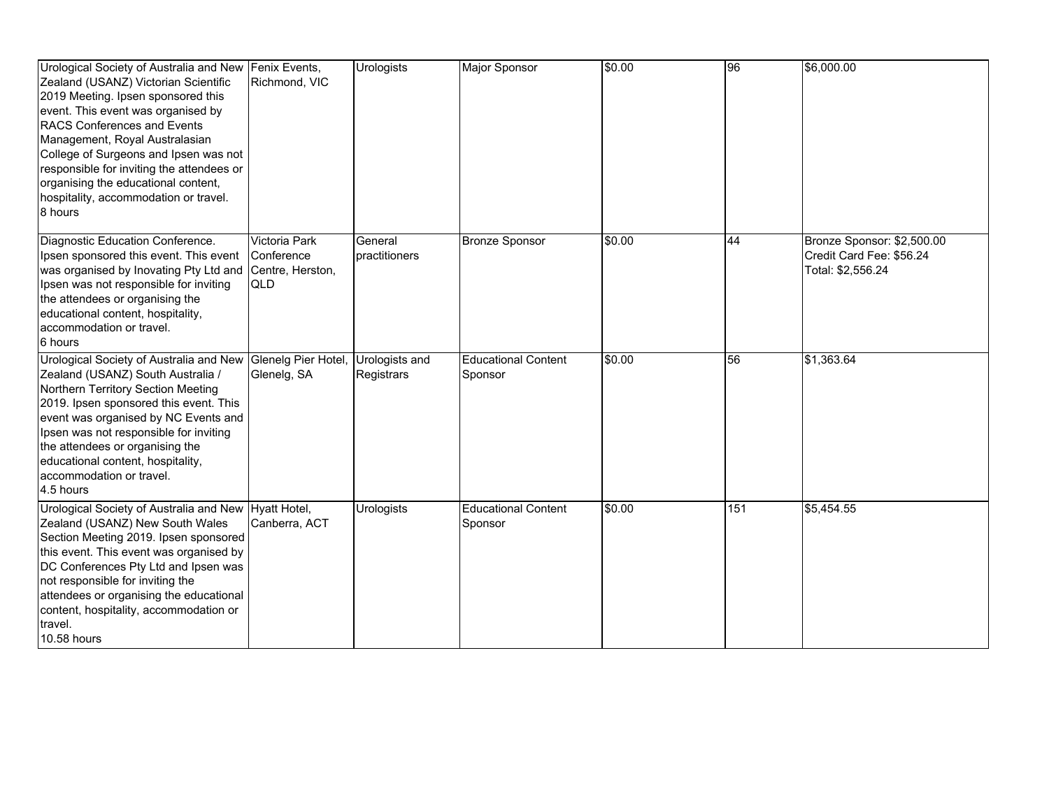| | | | | | | |
|---|---|---|---|---|---|---|
| Urological Society of Australia and New Zealand (USANZ) Victorian Scientific 2019 Meeting. Ipsen sponsored this event. This event was organised by RACS Conferences and Events Management, Royal Australasian College of Surgeons and Ipsen was not responsible for inviting the attendees or organising the educational content, hospitality, accommodation or travel.<br>8 hours | Fenix Events, Richmond, VIC | Urologists | Major Sponsor | $0.00 | 96 | $6,000.00 |
| Diagnostic Education Conference. Ipsen sponsored this event. This event was organised by Inovating Pty Ltd and Ipsen was not responsible for inviting the attendees or organising the educational content, hospitality, accommodation or travel.<br>6 hours | Victoria Park Conference Centre, Herston, QLD | General practitioners | Bronze Sponsor | $0.00 | 44 | Bronze Sponsor: $2,500.00<br>Credit Card Fee: $56.24<br>Total: $2,556.24 |
| Urological Society of Australia and New Zealand (USANZ) South Australia / Northern Territory Section Meeting 2019. Ipsen sponsored this event. This event was organised by NC Events and Ipsen was not responsible for inviting the attendees or organising the educational content, hospitality, accommodation or travel.<br>4.5 hours | Glenelg Pier Hotel, Glenelg, SA | Urologists and Registrars | Educational Content Sponsor | $0.00 | 56 | $1,363.64 |
| Urological Society of Australia and New Zealand (USANZ) New South Wales Section Meeting 2019. Ipsen sponsored this event. This event was organised by DC Conferences Pty Ltd and Ipsen was not responsible for inviting the attendees or organising the educational content, hospitality, accommodation or travel.<br>10.58 hours | Hyatt Hotel, Canberra, ACT | Urologists | Educational Content Sponsor | $0.00 | 151 | $5,454.55 |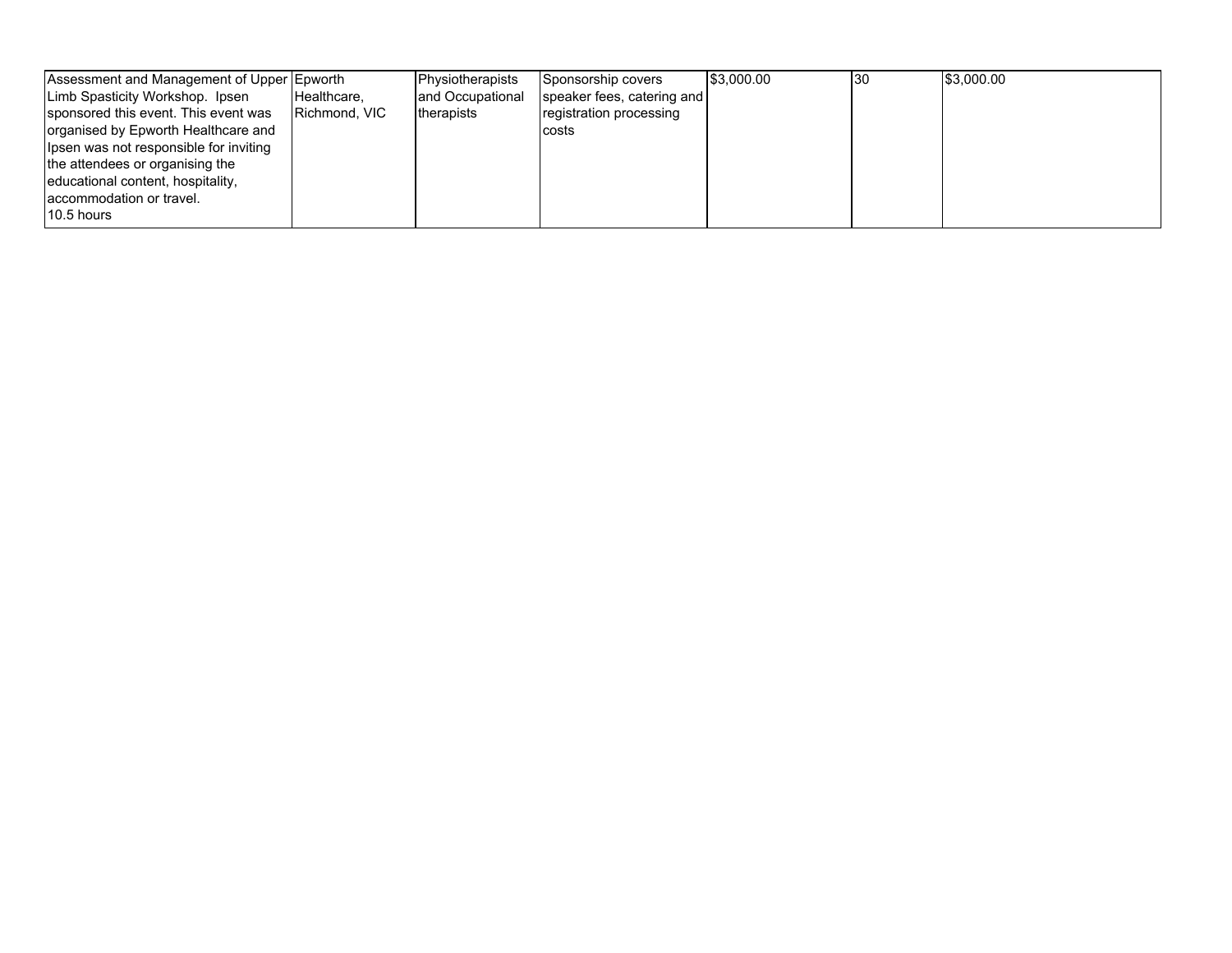| | | | | | | |
|---|---|---|---|---|---|---|
| Assessment and Management of Upper Limb Spasticity Workshop. Ipsen sponsored this event. This event was organised by Epworth Healthcare and Ipsen was not responsible for inviting the attendees or organising the educational content, hospitality, accommodation or travel.<br>10.5 hours | Epworth Healthcare, Richmond, VIC | Physiotherapists and Occupational therapists | Sponsorship covers speaker fees, catering and registration processing costs | $3,000.00 | 30 | $3,000.00 |